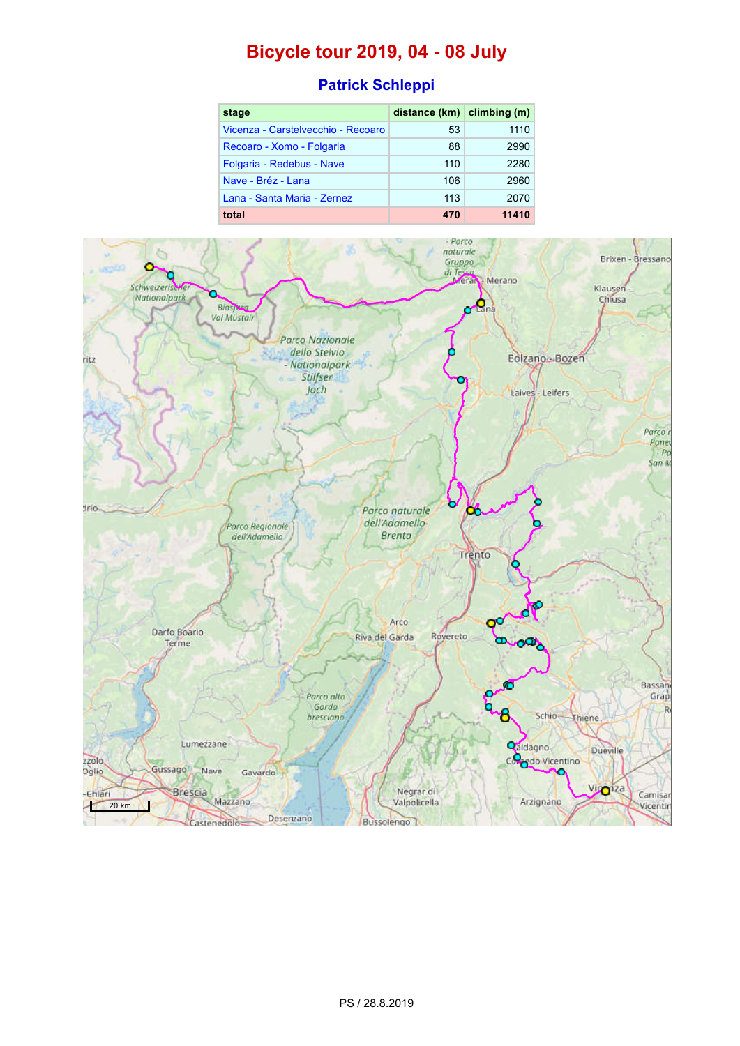# Bicycle tour 2019, 04 - 08 July

## Patrick Schleppi

| stage | distance (km) | climbing (m) |
|---|---|---|
| Vicenza - Carstelvecchio - Recoaro | 53 | 1110 |
| Recoaro - Xomo - Folgaria | 88 | 2990 |
| Folgaria - Redebus - Nave | 110 | 2280 |
| Nave - Bréz - Lana | 106 | 2960 |
| Lana - Santa Maria - Zernez | 113 | 2070 |
| **total** | **470** | **11410** |

PS / 28.8.2019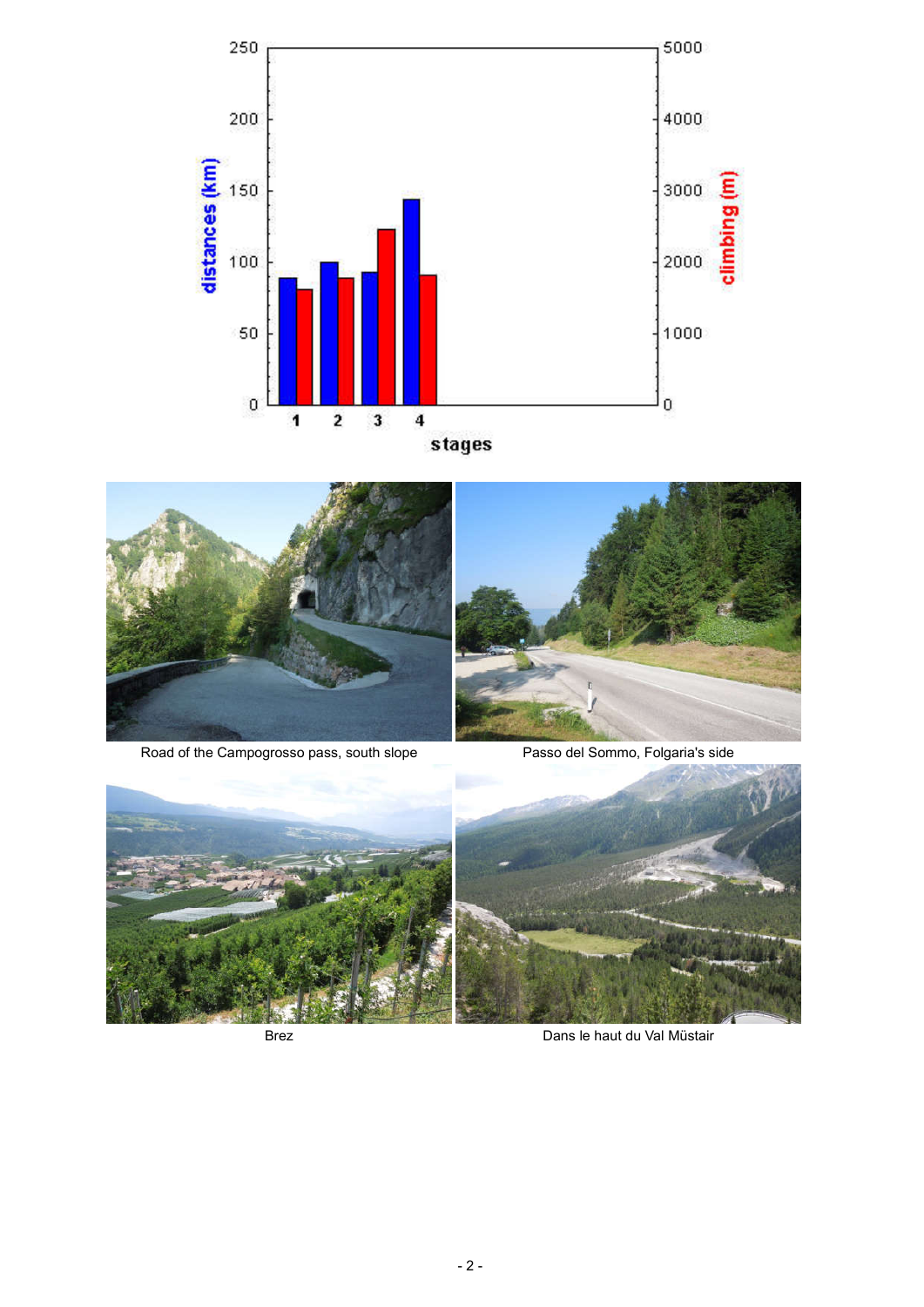250
200
150
100
50
0

distances (km)

5000
4000
3000
2000
1000
0

climbing (m)

1
2
3
4

stages

Road of the Campogrosso pass, south slope

Passo del Sommo, Folgaria's side

Brez

Dans le haut du Val Müstair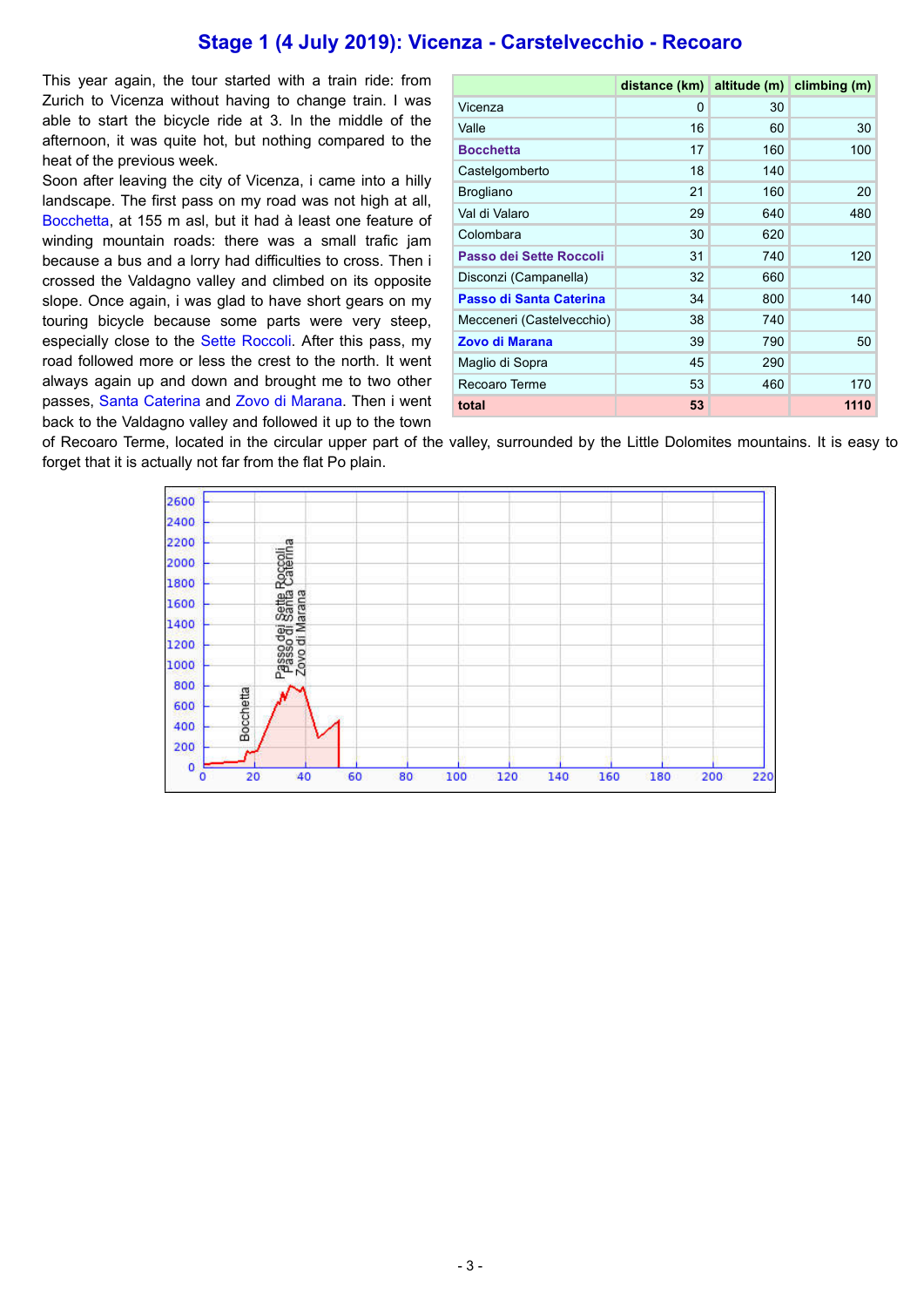# Stage 1 (4 July 2019): Vicenza - Carstelvecchio - Recoaro

This year again, the tour started with a train ride: from Zurich to Vicenza without having to change train. I was able to start the bicycle ride at 3. In the middle of the afternoon, it was quite hot, but nothing compared to the heat of the previous week.

Soon after leaving the city of Vicenza, i came into a hilly landscape. The first pass on my road was not high at all, Bocchetta, at 155 m asl, but it had à least one feature of winding mountain roads: there was a small trafic jam because a bus and a lorry had difficulties to cross. Then i crossed the Valdagno valley and climbed on its opposite slope. Once again, i was glad to have short gears on my touring bicycle because some parts were very steep, especially close to the Sette Roccoli. After this pass, my road followed more or less the crest to the north. It went always again up and down and brought me to two other passes, Santa Caterina and Zovo di Marana. Then i went back to the Valdagno valley and followed it up to the town of Recoaro Terme, located in the circular upper part of the valley, surrounded by the Little Dolomites mountains. It is easy to forget that it is actually not far from the flat Po plain.

| | distance (km) | altitude (m) | climbing (m) |
|---|---|---|---|
| Vicenza | 0 | 30 | |
| Valle | 16 | 60 | 30 |
| **Bocchetta** | 17 | 160 | 100 |
| Castelgomberto | 18 | 140 | |
| Brogliano | 21 | 160 | 20 |
| Val di Valaro | 29 | 640 | 480 |
| Colombara | 30 | 620 | |
| **Passo dei Sette Roccoli** | 31 | 740 | 120 |
| Disconzi (Campanella) | 32 | 660 | |
| **Passo di Santa Caterina** | 34 | 800 | 140 |
| Mecceneri (Castelvecchio) | 38 | 740 | |
| **Zovo di Marana** | 39 | 790 | 50 |
| Maglio di Sopra | 45 | 290 | |
| Recoaro Terme | 53 | 460 | 170 |
| **total** | **53** | | **1110** |

Bocchetta
Passo dei Sette Roccoli
Passo di Santa Caterina
Zovo di Marana

2600
2400
2200
2000
1800
1600
1400
1200
1000
800
600
400
200
0

0 20 40 60 80 100 120 140 160 180 200 220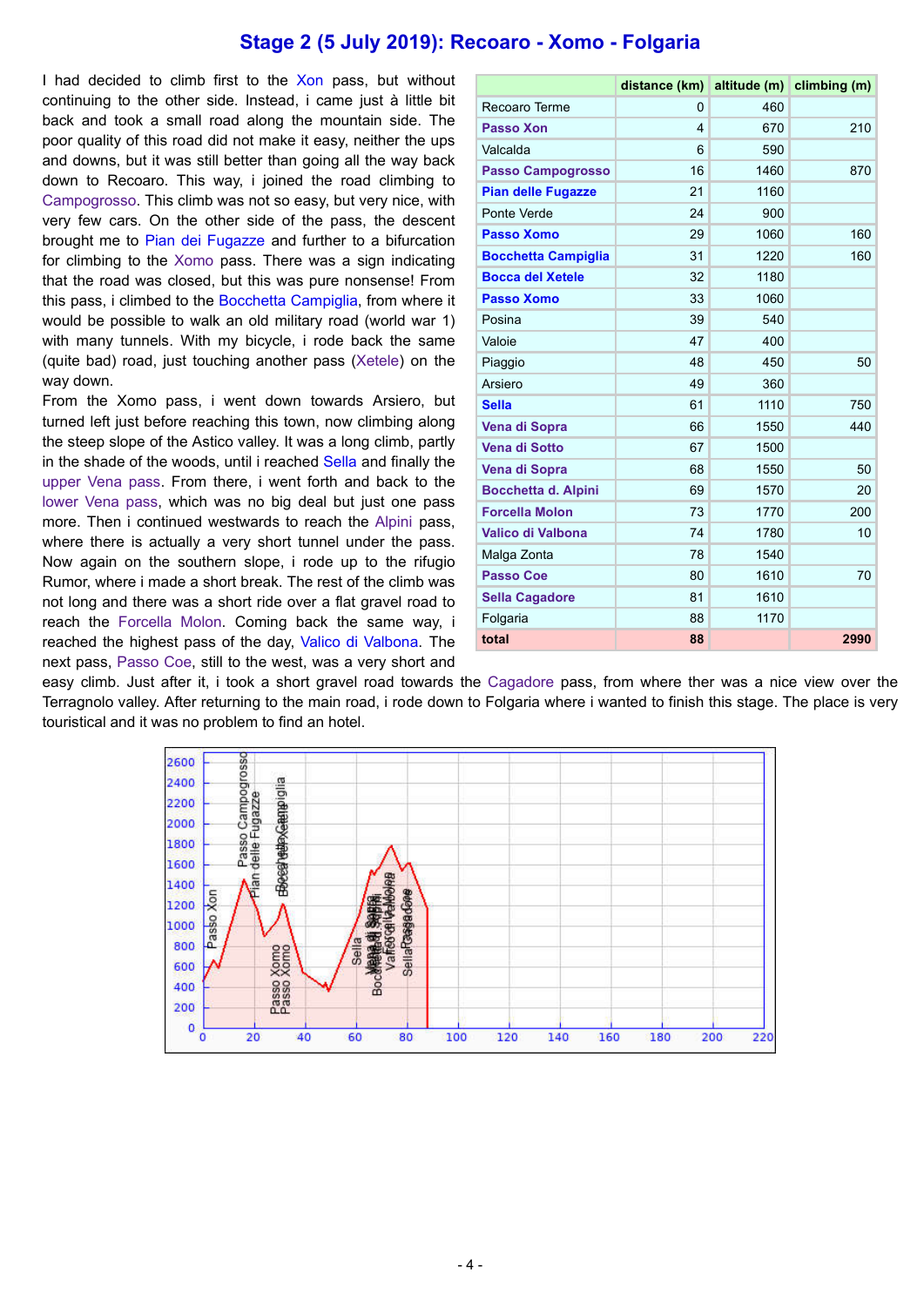# Stage 2 (5 July 2019): Recoaro - Xomo - Folgaria

I had decided to climb first to the Xon pass, but without continuing to the other side. Instead, i came just à little bit back and took a small road along the mountain side. The poor quality of this road did not make it easy, neither the ups and downs, but it was still better than going all the way back down to Recoaro. This way, i joined the road climbing to Campogrosso. This climb was not so easy, but very nice, with very few cars. On the other side of the pass, the descent brought me to Pian dei Fugazze and further to a bifurcation for climbing to the Xomo pass. There was a sign indicating that the road was closed, but this was pure nonsense! From this pass, i climbed to the Bocchetta Campiglia, from where it would be possible to walk an old military road (world war 1) with many tunnels. With my bicycle, i rode back the same (quite bad) road, just touching another pass (Xetele) on the way down.

From the Xomo pass, i went down towards Arsiero, but turned left just before reaching this town, now climbing along the steep slope of the Astico valley. It was a long climb, partly in the shade of the woods, until i reached Sella and finally the upper Vena pass. From there, i went forth and back to the lower Vena pass, which was no big deal but just one pass more. Then i continued westwards to reach the Alpini pass, where there is actually a very short tunnel under the pass. Now again on the southern slope, i rode up to the rifugio Rumor, where i made a short break. The rest of the climb was not long and there was a short ride over a flat gravel road to reach the Forcella Molon. Coming back the same way, i reached the highest pass of the day, Valico di Valbona. The next pass, Passo Coe, still to the west, was a very short and easy climb. Just after it, i took a short gravel road towards the Cagadore pass, from where ther was a nice view over the Terragnolo valley. After returning to the main road, i rode down to Folgaria where i wanted to finish this stage. The place is very touristical and it was no problem to find an hotel.

| | distance (km) | altitude (m) | climbing (m) |
|---|---|---|---|
| Recoaro Terme | 0 | 460 | |
| **Passo Xon** | 4 | 670 | 210 |
| Valcalda | 6 | 590 | |
| **Passo Campogrosso** | 16 | 1460 | 870 |
| **Pian delle Fugazze** | 21 | 1160 | |
| Ponte Verde | 24 | 900 | |
| **Passo Xomo** | 29 | 1060 | 160 |
| **Bocchetta Campiglia** | 31 | 1220 | 160 |
| **Bocca del Xetele** | 32 | 1180 | |
| **Passo Xomo** | 33 | 1060 | |
| Posina | 39 | 540 | |
| Valoie | 47 | 400 | |
| Piaggio | 48 | 450 | 50 |
| Arsiero | 49 | 360 | |
| **Sella** | 61 | 1110 | 750 |
| **Vena di Sopra** | 66 | 1550 | 440 |
| **Vena di Sotto** | 67 | 1500 | |
| **Vena di Sopra** | 68 | 1550 | 50 |
| **Bocchetta d. Alpini** | 69 | 1570 | 20 |
| **Forcella Molon** | 73 | 1770 | 200 |
| **Valico di Valbona** | 74 | 1780 | 10 |
| Malga Zonta | 78 | 1540 | |
| **Passo Coe** | 80 | 1610 | 70 |
| **Sella Cagadore** | 81 | 1610 | |
| Folgaria | 88 | 1170 | |
| **total** | **88** | | **2990** |

2600
2400
2200
2000
1800
1600
1400
1200
1000
800
600
400
200
0

0 20 40 60 80 100 120 140 160 180 200 220

Passo Xon
Passo Campogrosso
Pian delle Fugazze
Passo Xomo
Passo Xomo
Bocchetta Campiglia
Bocca del Xetele
Sella
Vena di Sopra
Vena di Sotto
Bocchetta d. Alpini
Forcella Molon
Valico di Valbona
Passo Coe
Sella Cagadore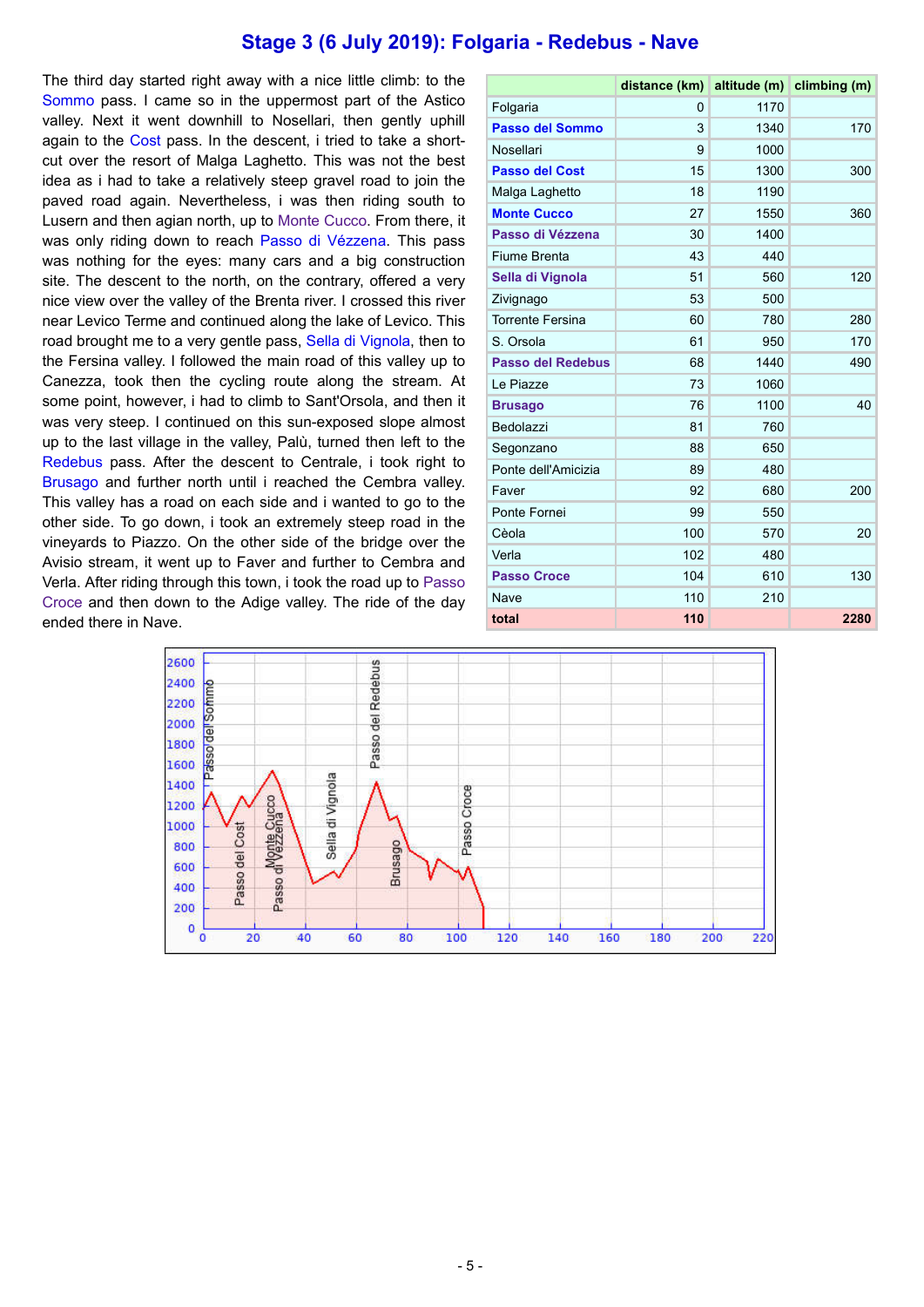# Stage 3 (6 July 2019): Folgaria - Redebus - Nave

The third day started right away with a nice little climb: to the Sommo pass. I came so in the uppermost part of the Astico valley. Next it went downhill to Nosellari, then gently uphill again to the Cost pass. In the descent, i tried to take a shortcut over the resort of Malga Laghetto. This was not the best idea as i had to take a relatively steep gravel road to join the paved road again. Nevertheless, i was then riding south to Lusern and then agian north, up to Monte Cucco. From there, it was only riding down to reach Passo di Vézzena. This pass was nothing for the eyes: many cars and a big construction site. The descent to the north, on the contrary, offered a very nice view over the valley of the Brenta river. I crossed this river near Levico Terme and continued along the lake of Levico. This road brought me to a very gentle pass, Sella di Vignola, then to the Fersina valley. I followed the main road of this valley up to Canezza, took then the cycling route along the stream. At some point, however, i had to climb to Sant'Orsola, and then it was very steep. I continued on this sun-exposed slope almost up to the last village in the valley, Palù, turned then left to the Redebus pass. After the descent to Centrale, i took right to Brusago and further north until i reached the Cembra valley. This valley has a road on each side and i wanted to go to the other side. To go down, i took an extremely steep road in the vineyards to Piazzo. On the other side of the bridge over the Avisio stream, it went up to Faver and further to Cembra and Verla. After riding through this town, i took the road up to Passo Croce and then down to the Adige valley. The ride of the day ended there in Nave.

| | distance (km) | altitude (m) | climbing (m) |
|---|---|---|---|
| Folgaria | 0 | 1170 | |
| **Passo del Sommo** | 3 | 1340 | 170 |
| Nosellari | 9 | 1000 | |
| **Passo del Cost** | 15 | 1300 | 300 |
| Malga Laghetto | 18 | 1190 | |
| **Monte Cucco** | 27 | 1550 | 360 |
| **Passo di Vézzena** | 30 | 1400 | |
| Fiume Brenta | 43 | 440 | |
| **Sella di Vignola** | 51 | 560 | 120 |
| Zivignago | 53 | 500 | |
| Torrente Fersina | 60 | 780 | 280 |
| S. Orsola | 61 | 950 | 170 |
| **Passo del Redebus** | 68 | 1440 | 490 |
| Le Piazze | 73 | 1060 | |
| **Brusago** | 76 | 1100 | 40 |
| Bedolazzi | 81 | 760 | |
| Segonzano | 88 | 650 | |
| Ponte dell'Amicizia | 89 | 480 | |
| Faver | 92 | 680 | 200 |
| Ponte Fornei | 99 | 550 | |
| Cèola | 100 | 570 | 20 |
| Verla | 102 | 480 | |
| **Passo Croce** | 104 | 610 | 130 |
| Nave | 110 | 210 | |
| **total** | **110** | | **2280** |

2600
2400
2200
2000
1800
1600
1400
1200
1000
800
600
400
200
0

0 20 40 60 80 100 120 140 160 180 200 220

Passo del Sommo
Passo del Cost
Monte Cucco
Passo di Vézzena
Sella di Vignola
Passo del Redebus
Brusago
Passo Croce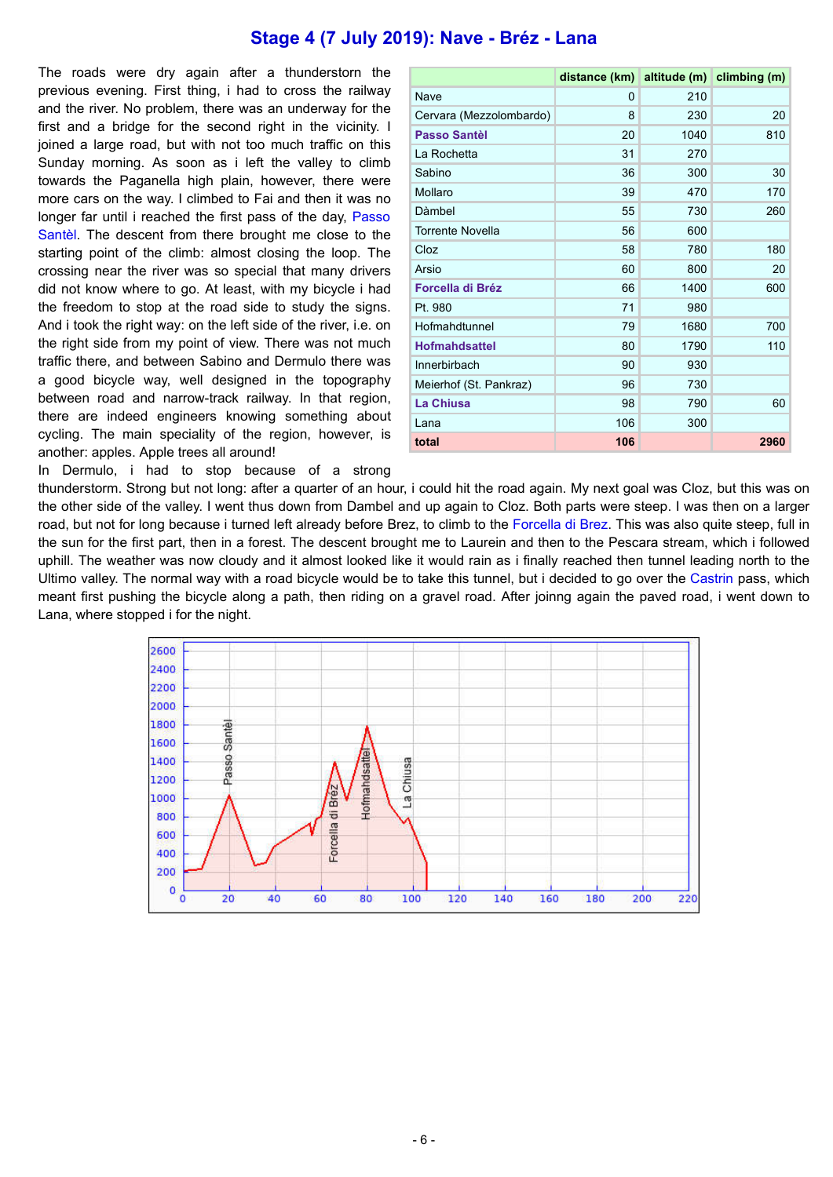# Stage 4 (7 July 2019): Nave - Bréz - Lana

The roads were dry again after a thunderstorn the previous evening. First thing, i had to cross the railway and the river. No problem, there was an underway for the first and a bridge for the second right in the vicinity. I joined a large road, but with not too much traffic on this Sunday morning. As soon as i left the valley to climb towards the Paganella high plain, however, there were more cars on the way. I climbed to Fai and then it was no longer far until i reached the first pass of the day, Passo Santèl. The descent from there brought me close to the starting point of the climb: almost closing the loop. The crossing near the river was so special that many drivers did not know where to go. At least, with my bicycle i had the freedom to stop at the road side to study the signs. And i took the right way: on the left side of the river, i.e. on the right side from my point of view. There was not much traffic there, and between Sabino and Dermulo there was a good bicycle way, well designed in the topography between road and narrow-track railway. In that region, there are indeed engineers knowing something about cycling. The main speciality of the region, however, is another: apples. Apple trees all around!

| | distance (km) | altitude (m) | climbing (m) |
|---|---|---|---|
| Nave | 0 | 210 | |
| Cervara (Mezzolombardo) | 8 | 230 | 20 |
| **Passo Santèl** | 20 | 1040 | 810 |
| La Rochetta | 31 | 270 | |
| Sabino | 36 | 300 | 30 |
| Mollaro | 39 | 470 | 170 |
| Dàmbel | 55 | 730 | 260 |
| Torrente Novella | 56 | 600 | |
| Cloz | 58 | 780 | 180 |
| Arsio | 60 | 800 | 20 |
| **Forcella di Bréz** | 66 | 1400 | 600 |
| Pt. 980 | 71 | 980 | |
| Hofmahdtunnel | 79 | 1680 | 700 |
| **Hofmahdsattel** | 80 | 1790 | 110 |
| Innerbirbach | 90 | 930 | |
| Meierhof (St. Pankraz) | 96 | 730 | |
| **La Chiusa** | 98 | 790 | 60 |
| Lana | 106 | 300 | |
| **total** | **106** | | **2960** |

In Dermulo, i had to stop because of a strong thunderstorm. Strong but not long: after a quarter of an hour, i could hit the road again. My next goal was Cloz, but this was on the other side of the valley. I went thus down from Dambel and up again to Cloz. Both parts were steep. I was then on a larger road, but not for long because i turned left already before Brez, to climb to the Forcella di Brez. This was also quite steep, full in the sun for the first part, then in a forest. The descent brought me to Laurein and then to the Pescara stream, which i followed uphill. The weather was now cloudy and it almost looked like it would rain as i finally reached then tunnel leading north to the Ultimo valley. The normal way with a road bicycle would be to take this tunnel, but i decided to go over the Castrin pass, which meant first pushing the bicycle along a path, then riding on a gravel road. After joinng again the paved road, i went down to Lana, where stopped i for the night.

Passo Santèl
Forcella di Bréz
Hofmahdsattel
La Chiusa
2600
2400
2200
2000
1800
1600
1400
1200
1000
800
600
400
200
0
0 20 40 60 80 100 120 140 160 180 200 220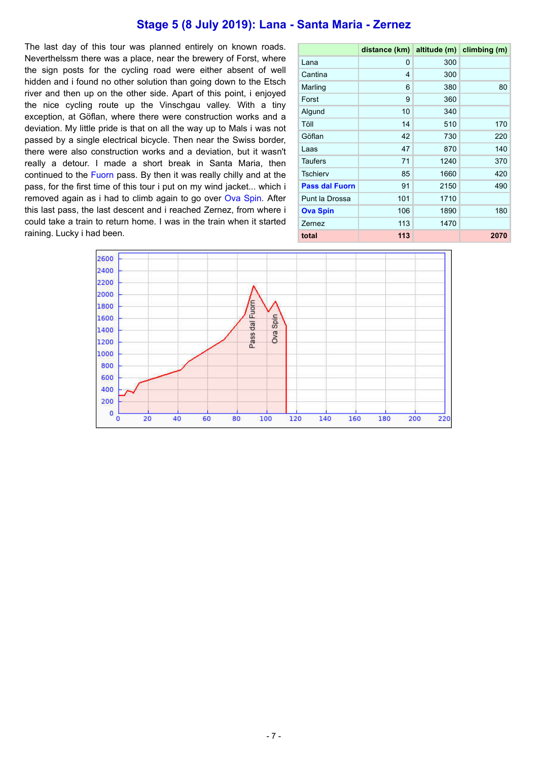# Stage 5 (8 July 2019): Lana - Santa Maria - Zernez

The last day of this tour was planned entirely on known roads. Neverthelssm there was a place, near the brewery of Forst, where the sign posts for the cycling road were either absent of well hidden and i found no other solution than going down to the Etsch river and then up on the other side. Apart of this point, i enjoyed the nice cycling route up the Vinschgau valley. With a tiny exception, at Göflan, where there were construction works and a deviation. My little pride is that on all the way up to Mals i was not passed by a single electrical bicycle. Then near the Swiss border, there were also construction works and a deviation, but it wasn't really a detour. I made a short break in Santa Maria, then continued to the Fuorn pass. By then it was really chilly and at the pass, for the first time of this tour i put on my wind jacket... which i removed again as i had to climb again to go over Ova Spin. After this last pass, the last descent and i reached Zernez, from where i could take a train to return home. I was in the train when it started raining. Lucky i had been.

| | distance (km) | altitude (m) | climbing (m) |
|---|---|---|---|
| Lana | 0 | 300 | |
| Cantina | 4 | 300 | |
| Marling | 6 | 380 | 80 |
| Forst | 9 | 360 | |
| Algund | 10 | 340 | |
| Töll | 14 | 510 | 170 |
| Göflan | 42 | 730 | 220 |
| Laas | 47 | 870 | 140 |
| Taufers | 71 | 1240 | 370 |
| Tschierv | 85 | 1660 | 420 |
| **Pass dal Fuorn** | 91 | 2150 | 490 |
| Punt la Drossa | 101 | 1710 | |
| **Ova Spin** | 106 | 1890 | 180 |
| Zernez | 113 | 1470 | |
| **total** | **113** | | **2070** |

Pass dal Fuorn
Ova Spin
0 200 400 600 800 1000 1200 1400 1600 1800 2000 2200 2400 2600
0 20 40 60 80 100 120 140 160 180 200 220